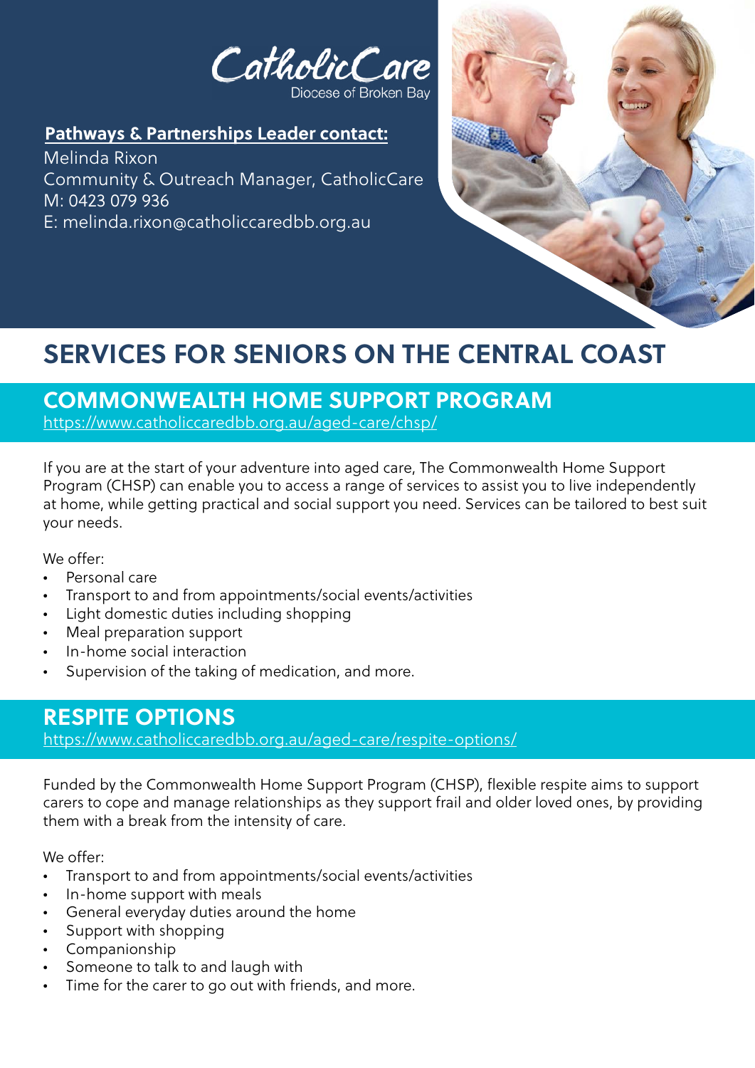CatholicCare

Diocese of Broken Bay

**Pathways & Partnerships Leader contact:**

Melinda Rixon
Community & Outreach Manager, CatholicCare
M: 0423 079 936
E: melinda.rixon@catholiccaredbb.org.au

# SERVICES FOR SENIORS ON THE CENTRAL COAST

## COMMONWEALTH HOME SUPPORT PROGRAM

https://www.catholiccaredbb.org.au/aged-care/chsp/

If you are at the start of your adventure into aged care, The Commonwealth Home Support Program (CHSP) can enable you to access a range of services to assist you to live independently at home, while getting practical and social support you need. Services can be tailored to best suit your needs.

We offer:

- Personal care
- Transport to and from appointments/social events/activities
- Light domestic duties including shopping
- Meal preparation support
- In-home social interaction
- Supervision of the taking of medication, and more.

## RESPITE OPTIONS

https://www.catholiccaredbb.org.au/aged-care/respite-options/

Funded by the Commonwealth Home Support Program (CHSP), flexible respite aims to support carers to cope and manage relationships as they support frail and older loved ones, by providing them with a break from the intensity of care.

We offer:

- Transport to and from appointments/social events/activities
- In-home support with meals
- General everyday duties around the home
- Support with shopping
- Companionship
- Someone to talk to and laugh with
- Time for the carer to go out with friends, and more.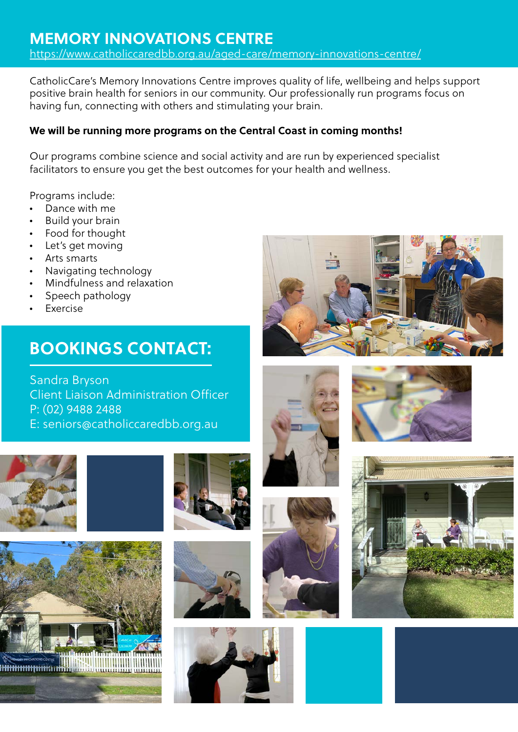# MEMORY INNOVATIONS CENTRE

https://www.catholiccaredbb.org.au/aged-care/memory-innovations-centre/

CatholicCare's Memory Innovations Centre improves quality of life, wellbeing and helps support positive brain health for seniors in our community. Our professionally run programs focus on having fun, connecting with others and stimulating your brain.

**We will be running more programs on the Central Coast in coming months!**

Our programs combine science and social activity and are run by experienced specialist facilitators to ensure you get the best outcomes for your health and wellness.

Programs include:

- Dance with me
- Build your brain
- Food for thought
- Let's get moving
- Arts smarts
- Navigating technology
- Mindfulness and relaxation
- Speech pathology
- Exercise

## BOOKINGS CONTACT:

Sandra Bryson
Client Liaison Administration Officer
P: (02) 9488 2488
E: seniors@catholiccaredbb.org.au